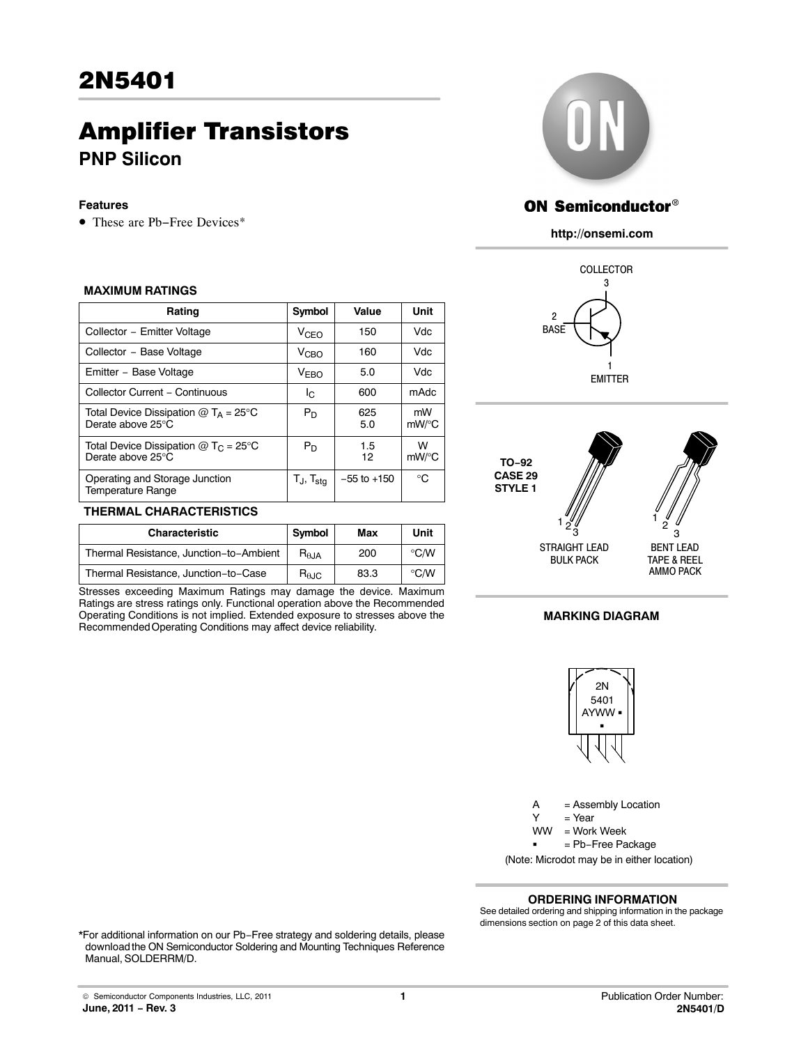# 2N5401

## Amplifier Transistors

### PNP Silicon

**Features**

- These are Pb−Free Devices*

**ON Semiconductor®**

**http://onsemi.com**

COLLECTOR 3

2 BASE

1 EMITTER

**MAXIMUM RATINGS**

| Rating | Symbol | Value | Unit |
|---|---|---|---|
| Collector − Emitter Voltage | $V_{CEO}$ | 150 | Vdc |
| Collector − Base Voltage | $V_{CBO}$ | 160 | Vdc |
| Emitter − Base Voltage | $V_{EBO}$ | 5.0 | Vdc |
| Collector Current − Continuous | $I_C$ | 600 | mAdc |
| Total Device Dissipation @ $T_A$ = 25°C<br>Derate above 25°C | $P_D$ | 625<br>5.0 | mW<br>mW/°C |
| Total Device Dissipation @ $T_C$ = 25°C<br>Derate above 25°C | $P_D$ | 1.5<br>12 | W<br>mW/°C |
| Operating and Storage Junction Temperature Range | $T_J$, $T_{stg}$ | −55 to +150 | °C |

**THERMAL CHARACTERISTICS**

| Characteristic | Symbol | Max | Unit |
|---|---|---|---|
| Thermal Resistance, Junction−to−Ambient | $R_{\theta JA}$ | 200 | °C/W |
| Thermal Resistance, Junction−to−Case | $R_{\theta JC}$ | 83.3 | °C/W |

Stresses exceeding Maximum Ratings may damage the device. Maximum Ratings are stress ratings only. Functional operation above the Recommended Operating Conditions is not implied. Extended exposure to stresses above the Recommended Operating Conditions may affect device reliability.

**TO−92**
**CASE 29**
**STYLE 1**

STRAIGHT LEAD BULK PACK

BENT LEAD TAPE & REEL AMMO PACK

**MARKING DIAGRAM**

2N
5401
AYWW ▪
▪

A = Assembly Location
Y = Year
WW = Work Week
▪ = Pb−Free Package
(Note: Microdot may be in either location)

**ORDERING INFORMATION**

See detailed ordering and shipping information in the package dimensions section on page 2 of this data sheet.

*For additional information on our Pb−Free strategy and soldering details, please download the ON Semiconductor Soldering and Mounting Techniques Reference Manual, SOLDERRM/D.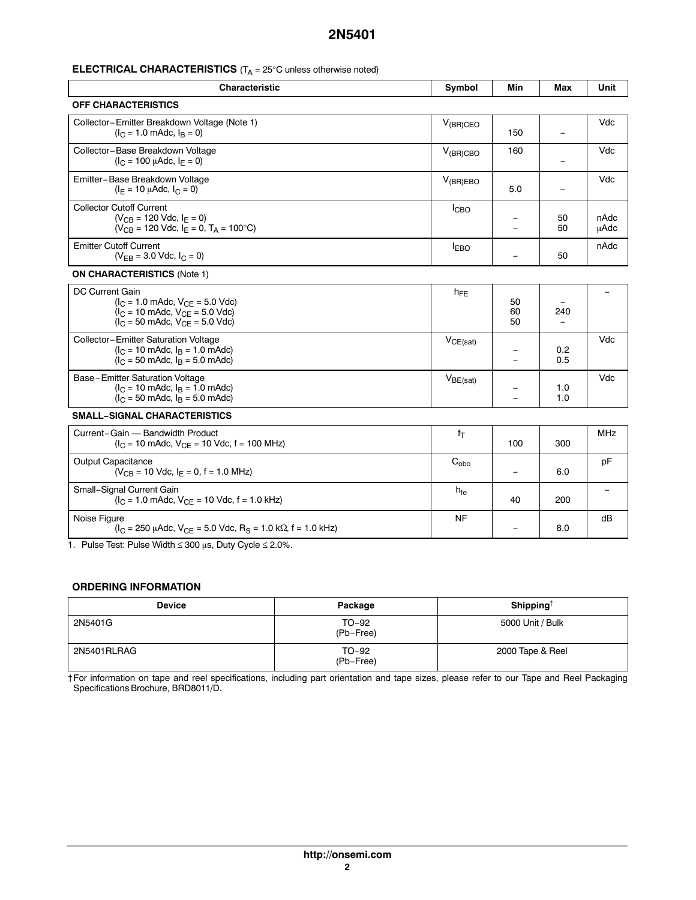## ELECTRICAL CHARACTERISTICS ($T_A$ = 25°C unless otherwise noted)

| Characteristic | Symbol | Min | Max | Unit |
|---|---|---|---|---|
| **OFF CHARACTERISTICS** | | | | |
| Collector−Emitter Breakdown Voltage (Note 1) ($I_C$ = 1.0 mAdc, $I_B$ = 0) | $V_{(BR)CEO}$ | 150 | − | Vdc |
| Collector−Base Breakdown Voltage ($I_C$ = 100 μAdc, $I_E$ = 0) | $V_{(BR)CBO}$ | 160 | − | Vdc |
| Emitter−Base Breakdown Voltage ($I_E$ = 10 μAdc, $I_C$ = 0) | $V_{(BR)EBO}$ | 5.0 | − | Vdc |
| Collector Cutoff Current ($V_{CB}$ = 120 Vdc, $I_E$ = 0) ($V_{CB}$ = 120 Vdc, $I_E$ = 0, $T_A$ = 100°C) | $I_{CBO}$ | − − | 50 50 | nAdc μAdc |
| Emitter Cutoff Current ($V_{EB}$ = 3.0 Vdc, $I_C$ = 0) | $I_{EBO}$ | − | 50 | nAdc |
| **ON CHARACTERISTICS** (Note 1) | | | | |
| DC Current Gain ($I_C$ = 1.0 mAdc, $V_{CE}$ = 5.0 Vdc) ($I_C$ = 10 mAdc, $V_{CE}$ = 5.0 Vdc) ($I_C$ = 50 mAdc, $V_{CE}$ = 5.0 Vdc) | $h_{FE}$ | 50 60 50 | − 240 − | − |
| Collector−Emitter Saturation Voltage ($I_C$ = 10 mAdc, $I_B$ = 1.0 mAdc) ($I_C$ = 50 mAdc, $I_B$ = 5.0 mAdc) | $V_{CE(sat)}$ | − − | 0.2 0.5 | Vdc |
| Base−Emitter Saturation Voltage ($I_C$ = 10 mAdc, $I_B$ = 1.0 mAdc) ($I_C$ = 50 mAdc, $I_B$ = 5.0 mAdc) | $V_{BE(sat)}$ | − − | 1.0 1.0 | Vdc |
| **SMALL−SIGNAL CHARACTERISTICS** | | | | |
| Current−Gain — Bandwidth Product ($I_C$ = 10 mAdc, $V_{CE}$ = 10 Vdc, f = 100 MHz) | $f_T$ | 100 | 300 | MHz |
| Output Capacitance ($V_{CB}$ = 10 Vdc, $I_E$ = 0, f = 1.0 MHz) | $C_{obo}$ | − | 6.0 | pF |
| Small−Signal Current Gain ($I_C$ = 1.0 mAdc, $V_{CE}$ = 10 Vdc, f = 1.0 kHz) | $h_{fe}$ | 40 | 200 | − |
| Noise Figure ($I_C$ = 250 μAdc, $V_{CE}$ = 5.0 Vdc, $R_S$ = 1.0 kΩ, f = 1.0 kHz) | NF | − | 8.0 | dB |

1. Pulse Test: Pulse Width ≤ 300 μs, Duty Cycle ≤ 2.0%.

## ORDERING INFORMATION

| Device | Package | Shipping† |
|---|---|---|
| 2N5401G | TO−92 (Pb−Free) | 5000 Unit / Bulk |
| 2N5401RLRAG | TO−92 (Pb−Free) | 2000 Tape & Reel |

†For information on tape and reel specifications, including part orientation and tape sizes, please refer to our Tape and Reel Packaging Specifications Brochure, BRD8011/D.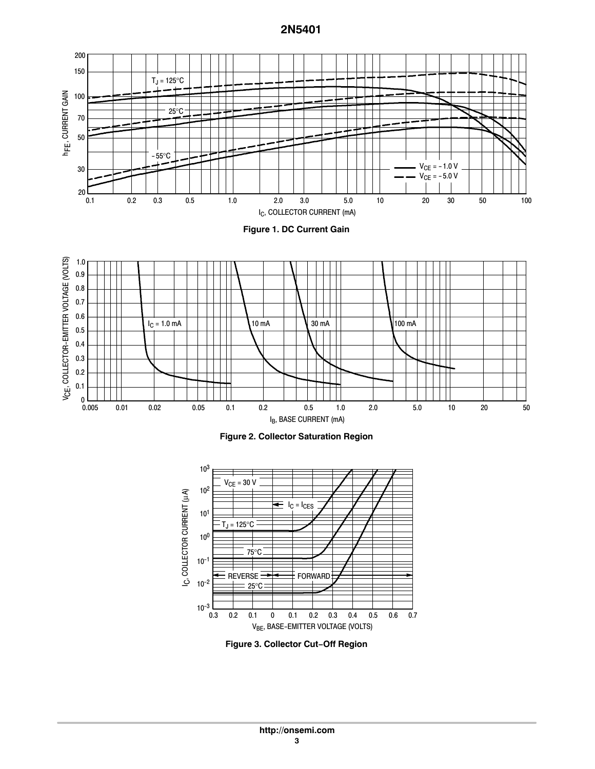**Figure 1. DC Current Gain**

**Figure 2. Collector Saturation Region**

**Figure 3. Collector Cut−Off Region**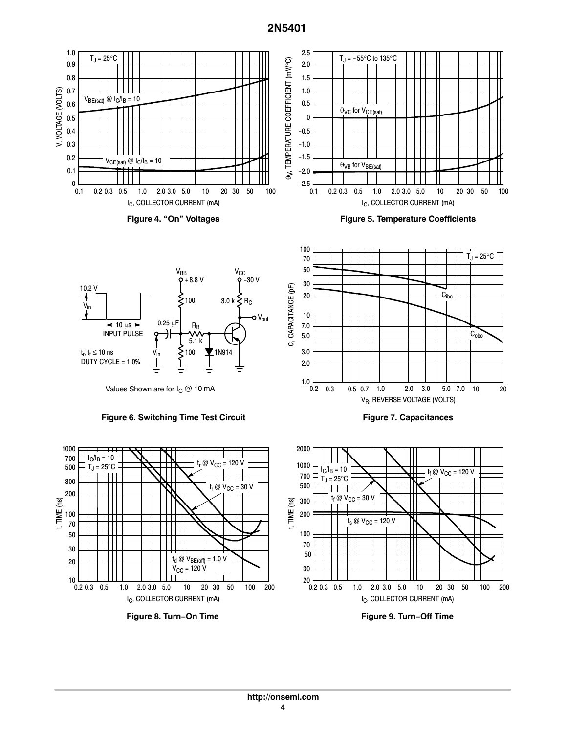Figure 4. "On" Voltages

Figure 5. Temperature Coefficients

Figure 6. Switching Time Test Circuit

Figure 7. Capacitances

Figure 8. Turn−On Time

Figure 9. Turn−Off Time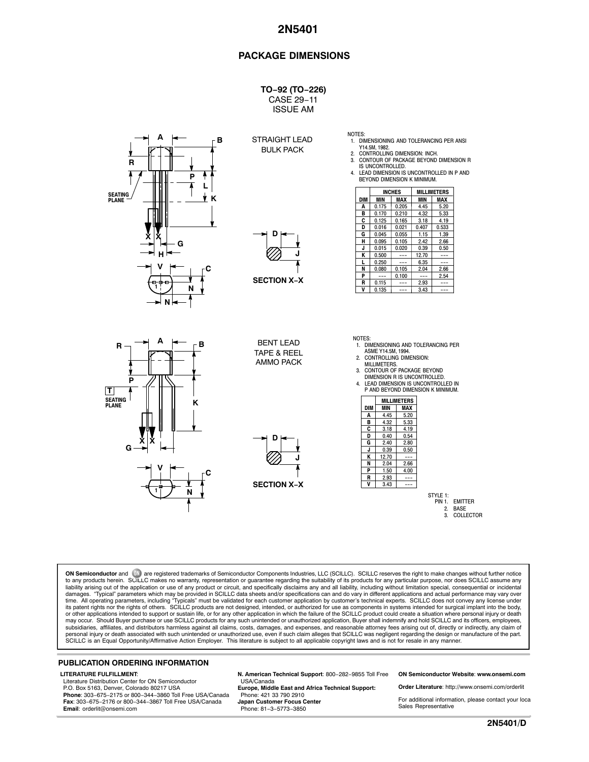## PACKAGE DIMENSIONS

**TO–92 (TO–226)**
CASE 29–11
ISSUE AM

STRAIGHT LEAD
BULK PACK

SECTION X–X

NOTES:
1. DIMENSIONING AND TOLERANCING PER ANSI Y14.5M, 1982.
2. CONTROLLING DIMENSION: INCH.
3. CONTOUR OF PACKAGE BEYOND DIMENSION R IS UNCONTROLLED.
4. LEAD DIMENSION IS UNCONTROLLED IN P AND BEYOND DIMENSION K MINIMUM.

| | INCHES | | MILLIMETERS | |
|---|---|---|---|---|
| DIM | MIN | MAX | MIN | MAX |
| A | 0.175 | 0.205 | 4.45 | 5.20 |
| B | 0.170 | 0.210 | 4.32 | 5.33 |
| C | 0.125 | 0.165 | 3.18 | 4.19 |
| D | 0.016 | 0.021 | 0.407 | 0.533 |
| G | 0.045 | 0.055 | 1.15 | 1.39 |
| H | 0.095 | 0.105 | 2.42 | 2.66 |
| J | 0.015 | 0.020 | 0.39 | 0.50 |
| K | 0.500 | --- | 12.70 | --- |
| L | 0.250 | --- | 6.35 | --- |
| N | 0.080 | 0.105 | 2.04 | 2.66 |
| P | --- | 0.100 | --- | 2.54 |
| R | 0.115 | --- | 2.93 | --- |
| V | 0.135 | --- | 3.43 | --- |

BENT LEAD
TAPE & REEL
AMMO PACK

SECTION X–X

NOTES:
1. DIMENSIONING AND TOLERANCING PER ASME Y14.5M, 1994.
2. CONTROLLING DIMENSION: MILLIMETERS.
3. CONTOUR OF PACKAGE BEYOND DIMENSION R IS UNCONTROLLED.
4. LEAD DIMENSION IS UNCONTROLLED IN P AND BEYOND DIMENSION K MINIMUM.

| | MILLIMETERS | |
|---|---|---|
| DIM | MIN | MAX |
| A | 4.45 | 5.20 |
| B | 4.32 | 5.33 |
| C | 3.18 | 4.19 |
| D | 0.40 | 0.54 |
| G | 2.40 | 2.80 |
| J | 0.39 | 0.50 |
| K | 12.70 | --- |
| N | 2.04 | 2.66 |
| P | 1.50 | 4.00 |
| R | 2.93 | --- |
| V | 3.43 | --- |

STYLE 1:
PIN 1. EMITTER
2. BASE
3. COLLECTOR

**ON Semiconductor** and ON are registered trademarks of Semiconductor Components Industries, LLC (SCILLC). SCILLC reserves the right to make changes without further notice to any products herein. SCILLC makes no warranty, representation or guarantee regarding the suitability of its products for any particular purpose, nor does SCILLC assume any liability arising out of the application or use of any product or circuit, and specifically disclaims any and all liability, including without limitation special, consequential or incidental damages. "Typical" parameters which may be provided in SCILLC data sheets and/or specifications can and do vary in different applications and actual performance may vary over time. All operating parameters, including "Typicals" must be validated for each customer application by customer's technical experts. SCILLC does not convey any license under its patent rights nor the rights of others. SCILLC products are not designed, intended, or authorized for use as components in systems intended for surgical implant into the body, or other applications intended to support or sustain life, or for any other application in which the failure of the SCILLC product could create a situation where personal injury or death may occur. Should Buyer purchase or use SCILLC products for any such unintended or unauthorized application, Buyer shall indemnify and hold SCILLC and its officers, employees, subsidiaries, affiliates, and distributors harmless against all claims, costs, damages, and expenses, and reasonable attorney fees arising out of, directly or indirectly, any claim of personal injury or death associated with such unintended or unauthorized use, even if such claim alleges that SCILLC was negligent regarding the design or manufacture of the part. SCILLC is an Equal Opportunity/Affirmative Action Employer. This literature is subject to all applicable copyright laws and is not for resale in any manner.

### PUBLICATION ORDERING INFORMATION

**LITERATURE FULFILLMENT**:
Literature Distribution Center for ON Semiconductor
P.O. Box 5163, Denver, Colorado 80217 USA
**Phone**: 303–675–2175 or 800–344–3860 Toll Free USA/Canada
**Fax**: 303–675–2176 or 800–344–3867 Toll Free USA/Canada
**Email**: orderlit@onsemi.com

**N. American Technical Support**: 800–282–9855 Toll Free USA/Canada
**Europe, Middle East and Africa Technical Support:**
Phone: 421 33 790 2910
**Japan Customer Focus Center**
Phone: 81–3–5773–3850

**ON Semiconductor Website**: **www.onsemi.com**

**Order Literature**: http://www.onsemi.com/orderlit

For additional information, please contact your loca Sales Representative

**2N5401/D**